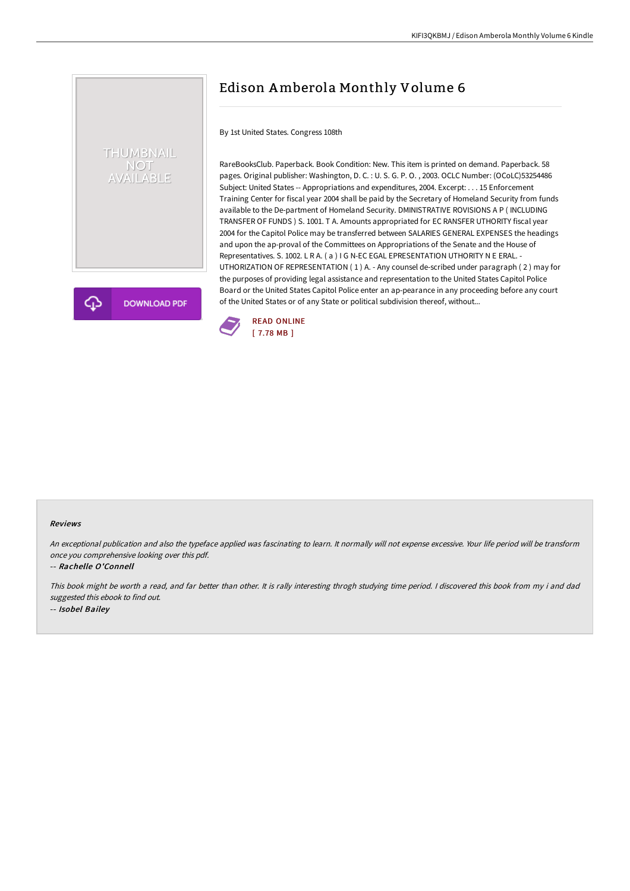# Edison Amberola Monthly Volume 6

By 1st United States. Congress 108th

RareBooksClub. Paperback. Book Condition: New. This item is printed on demand. Paperback. 58 pages. Original publisher: Washington, D. C. : U. S. G. P. O. , 2003. OCLC Number: (OCoLC)53254486 Subject: United States -- Appropriations and expenditures, 2004. Excerpt: . . . 15 Enforcement Training Center for fiscal year 2004 shall be paid by the Secretary of Homeland Security from funds available to the De-partment of Homeland Security. DMINISTRATIVE ROVISIONS A P ( INCLUDING TRANSFER OF FUNDS ) S. 1001. T A. Amounts appropriated for EC RANSFER UTHORITY fiscal year 2004 for the Capitol Police may be transferred between SALARIES GENERAL EXPENSES the headings and upon the ap-proval of the Committees on Appropriations of the Senate and the House of Representatives. S. 1002. L R A. ( a ) I G N-EC EGAL EPRESENTATION UTHORITY N E ERAL. - UTHORIZATION OF REPRESENTATION ( 1 ) A. - Any counsel de-scribed under paragraph ( 2 ) may for the purposes of providing legal assistance and representation to the United States Capitol Police Board or the United States Capitol Police enter an ap-pearance in any proceeding before any court of the United States or of any State or political subdivision thereof, without...

READ ONLINE
[ 7.78 MB ]

DOWNLOAD PDF

### Reviews

*An exceptional publication and also the typeface applied was fascinating to learn. It normally will not expense excessive. Your life period will be transform once you comprehensive looking over this pdf.*

-- *Rachelle O'Connell*

*This book might be worth a read, and far better than other. It is rally interesting throgh studying time period. I discovered this book from my i and dad suggested this ebook to find out.*

-- *Isobel Bailey*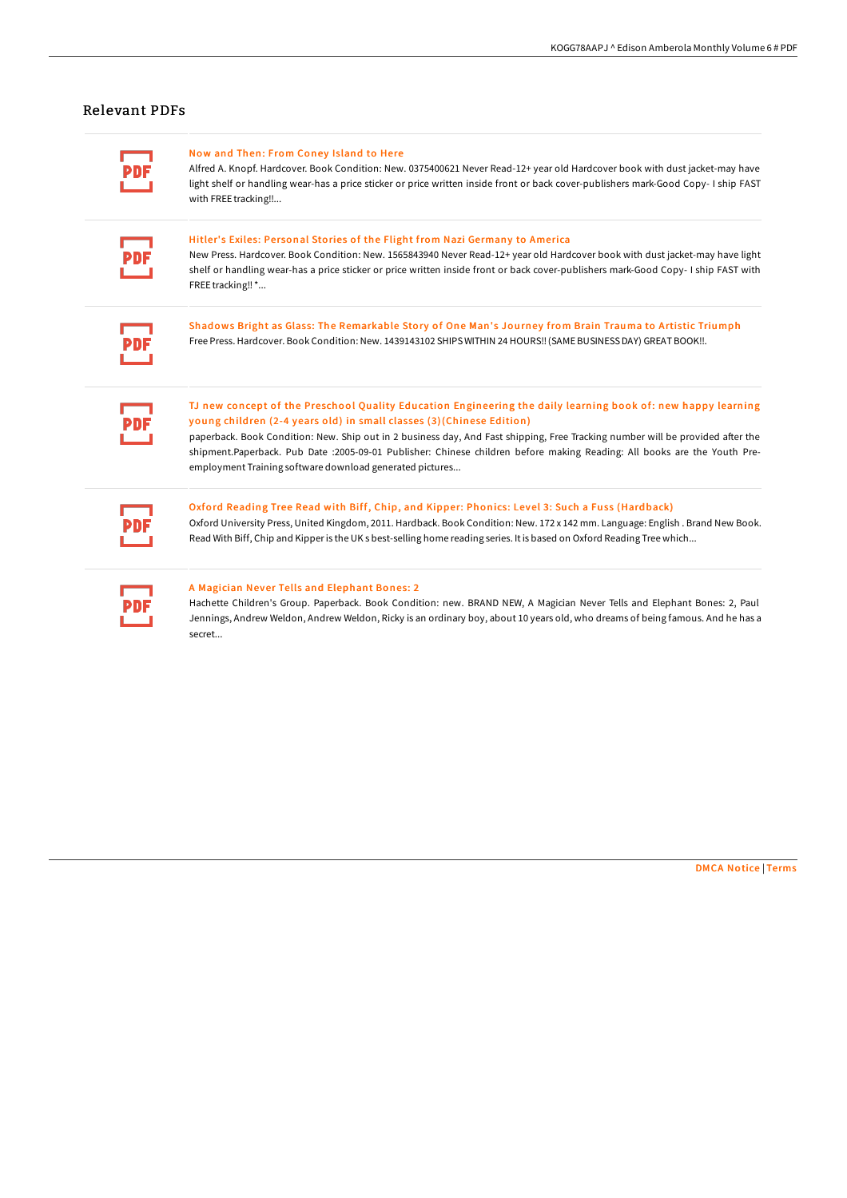## Relevant PDFs

### Now and Then: From Coney Island to Here

Alfred A. Knopf. Hardcover. Book Condition: New. 0375400621 Never Read-12+ year old Hardcover book with dust jacket-may have light shelf or handling wear-has a price sticker or price written inside front or back cover-publishers mark-Good Copy- I ship FAST with FREE tracking!!...

### Hitler's Exiles: Personal Stories of the Flight from Nazi Germany to America

New Press. Hardcover. Book Condition: New. 1565843940 Never Read-12+ year old Hardcover book with dust jacket-may have light shelf or handling wear-has a price sticker or price written inside front or back cover-publishers mark-Good Copy- I ship FAST with FREE tracking!! *...

### Shadows Bright as Glass: The Remarkable Story of One Man's Journey from Brain Trauma to Artistic Triumph

Free Press. Hardcover. Book Condition: New. 1439143102 SHIPS WITHIN 24 HOURS!! (SAME BUSINESS DAY) GREAT BOOK!!.

### TJ new concept of the Preschool Quality Education Engineering the daily learning book of: new happy learning young children (2-4 years old) in small classes (3)(Chinese Edition)

paperback. Book Condition: New. Ship out in 2 business day, And Fast shipping, Free Tracking number will be provided after the shipment.Paperback. Pub Date :2005-09-01 Publisher: Chinese children before making Reading: All books are the Youth Pre-employment Training software download generated pictures...

### Oxford Reading Tree Read with Biff, Chip, and Kipper: Phonics: Level 3: Such a Fuss (Hardback)

Oxford University Press, United Kingdom, 2011. Hardback. Book Condition: New. 172 x 142 mm. Language: English . Brand New Book. Read With Biff, Chip and Kipper is the UK s best-selling home reading series. It is based on Oxford Reading Tree which...

### A Magician Never Tells and Elephant Bones: 2

Hachette Children's Group. Paperback. Book Condition: new. BRAND NEW, A Magician Never Tells and Elephant Bones: 2, Paul Jennings, Andrew Weldon, Andrew Weldon, Ricky is an ordinary boy, about 10 years old, who dreams of being famous. And he has a secret...